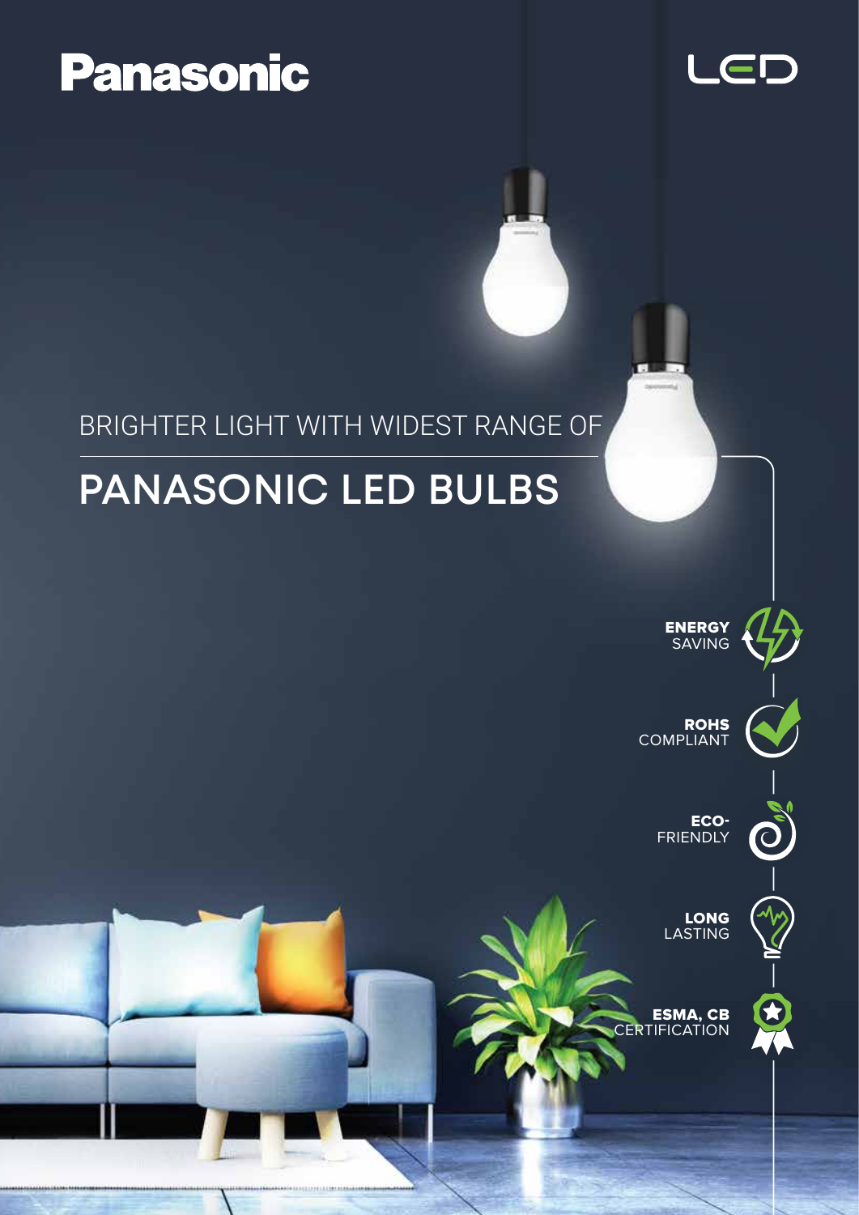Panasonic

LED

BRIGHTER LIGHT WITH WIDEST RANGE OF

# PANASONIC LED BULBS

**ENERGY** SAVING

**ROHS** COMPLIANT

**ECO-** FRIENDLY

**LONG** LASTING

**ESMA, CB** CERTIFICATION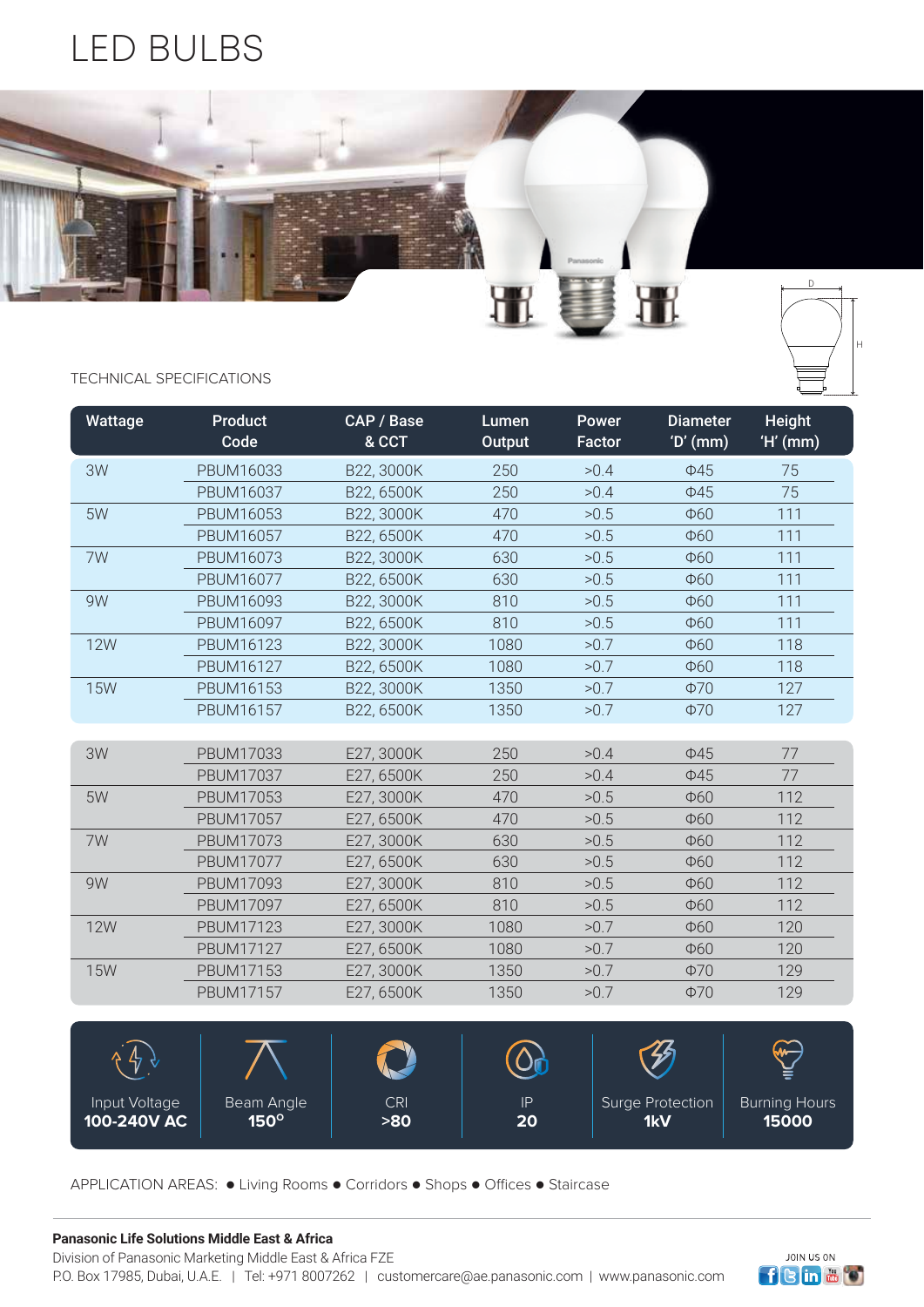# LED BULBS

TECHNICAL SPECIFICATIONS

| Wattage | Product Code | CAP / Base & CCT | Lumen Output | Power Factor | Diameter 'D' (mm) | Height 'H' (mm) |
|---|---|---|---|---|---|---|
| 3W | PBUM16033 | B22, 3000K | 250 | >0.4 | Φ45 | 75 |
| | PBUM16037 | B22, 6500K | 250 | >0.4 | Φ45 | 75 |
| 5W | PBUM16053 | B22, 3000K | 470 | >0.5 | Φ60 | 111 |
| | PBUM16057 | B22, 6500K | 470 | >0.5 | Φ60 | 111 |
| 7W | PBUM16073 | B22, 3000K | 630 | >0.5 | Φ60 | 111 |
| | PBUM16077 | B22, 6500K | 630 | >0.5 | Φ60 | 111 |
| 9W | PBUM16093 | B22, 3000K | 810 | >0.5 | Φ60 | 111 |
| | PBUM16097 | B22, 6500K | 810 | >0.5 | Φ60 | 111 |
| 12W | PBUM16123 | B22, 3000K | 1080 | >0.7 | Φ60 | 118 |
| | PBUM16127 | B22, 6500K | 1080 | >0.7 | Φ60 | 118 |
| 15W | PBUM16153 | B22, 3000K | 1350 | >0.7 | Φ70 | 127 |
| | PBUM16157 | B22, 6500K | 1350 | >0.7 | Φ70 | 127 |
| 3W | PBUM17033 | E27, 3000K | 250 | >0.4 | Φ45 | 77 |
| | PBUM17037 | E27, 6500K | 250 | >0.4 | Φ45 | 77 |
| 5W | PBUM17053 | E27, 3000K | 470 | >0.5 | Φ60 | 112 |
| | PBUM17057 | E27, 6500K | 470 | >0.5 | Φ60 | 112 |
| 7W | PBUM17073 | E27, 3000K | 630 | >0.5 | Φ60 | 112 |
| | PBUM17077 | E27, 6500K | 630 | >0.5 | Φ60 | 112 |
| 9W | PBUM17093 | E27, 3000K | 810 | >0.5 | Φ60 | 112 |
| | PBUM17097 | E27, 6500K | 810 | >0.5 | Φ60 | 112 |
| 12W | PBUM17123 | E27, 3000K | 1080 | >0.7 | Φ60 | 120 |
| | PBUM17127 | E27, 6500K | 1080 | >0.7 | Φ60 | 120 |
| 15W | PBUM17153 | E27, 3000K | 1350 | >0.7 | Φ70 | 129 |
| | PBUM17157 | E27, 6500K | 1350 | >0.7 | Φ70 | 129 |

| Input Voltage | Beam Angle | CRI | IP | Surge Protection | Burning Hours |
|---|---|---|---|---|---|
| **100-240V AC** | **150°** | **>80** | **20** | **1kV** | **15000** |

APPLICATION AREAS: ● Living Rooms ● Corridors ● Shops ● Offices ● Staircase

**Panasonic Life Solutions Middle East & Africa**
Division of Panasonic Marketing Middle East & Africa FZE
P.O. Box 17985, Dubai, U.A.E. | Tel: +971 8007262 | customercare@ae.panasonic.com | www.panasonic.com

JOIN US ON